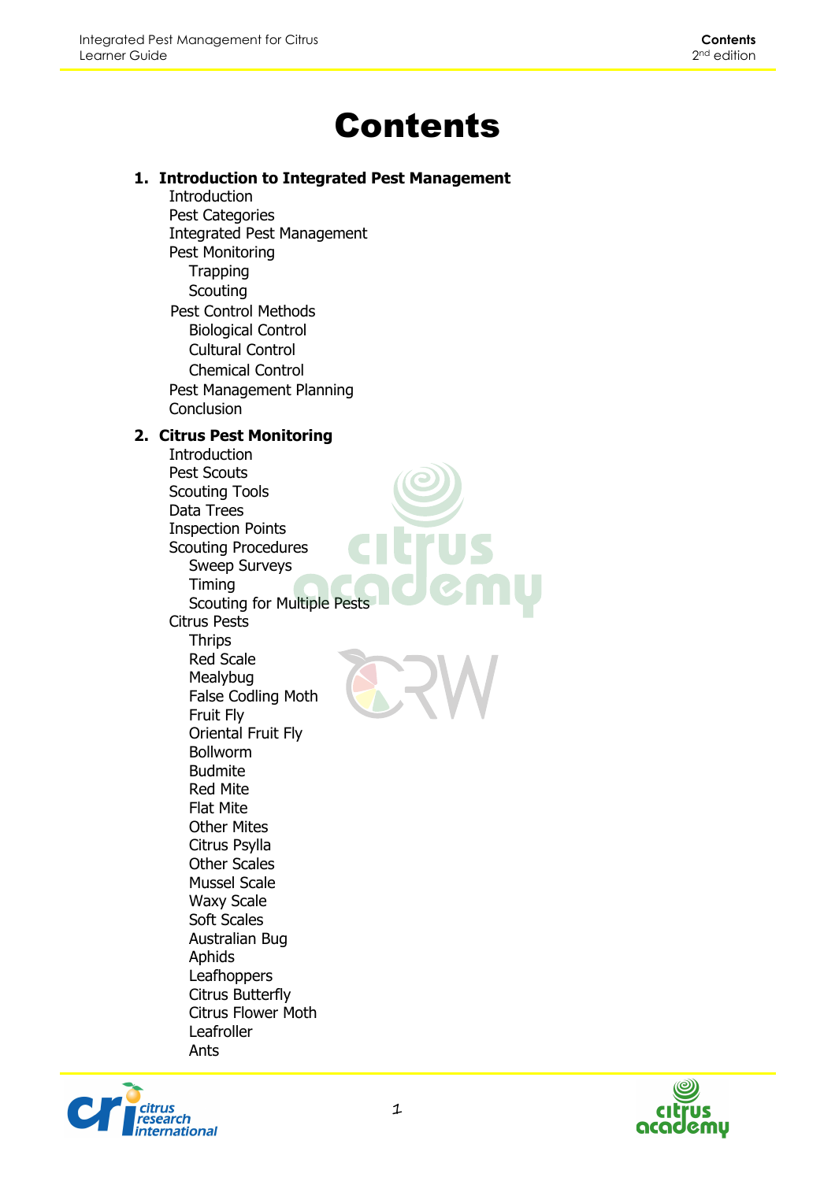# Contents

## 1. Introduction to Integrated Pest Management

- Introduction
- Pest Categories
- Integrated Pest Management
- Pest Monitoring
  - Trapping
  - Scouting
- Pest Control Methods
  - Biological Control
  - Cultural Control
  - Chemical Control
- Pest Management Planning
- Conclusion

## 2. Citrus Pest Monitoring

- Introduction
- Pest Scouts
- Scouting Tools
- Data Trees
- Inspection Points
- Scouting Procedures
  - Sweep Surveys
  - Timing
  - Scouting for Multiple Pests
- Citrus Pests
  - Thrips
  - Red Scale
  - Mealybug
  - False Codling Moth
  - Fruit Fly
  - Oriental Fruit Fly
  - Bollworm
  - Budmite
  - Red Mite
  - Flat Mite
  - Other Mites
  - Citrus Psylla
  - Other Scales
  - Mussel Scale
  - Waxy Scale
  - Soft Scales
  - Australian Bug
  - Aphids
  - Leafhoppers
  - Citrus Butterfly
  - Citrus Flower Moth
  - Leafroller
  - Ants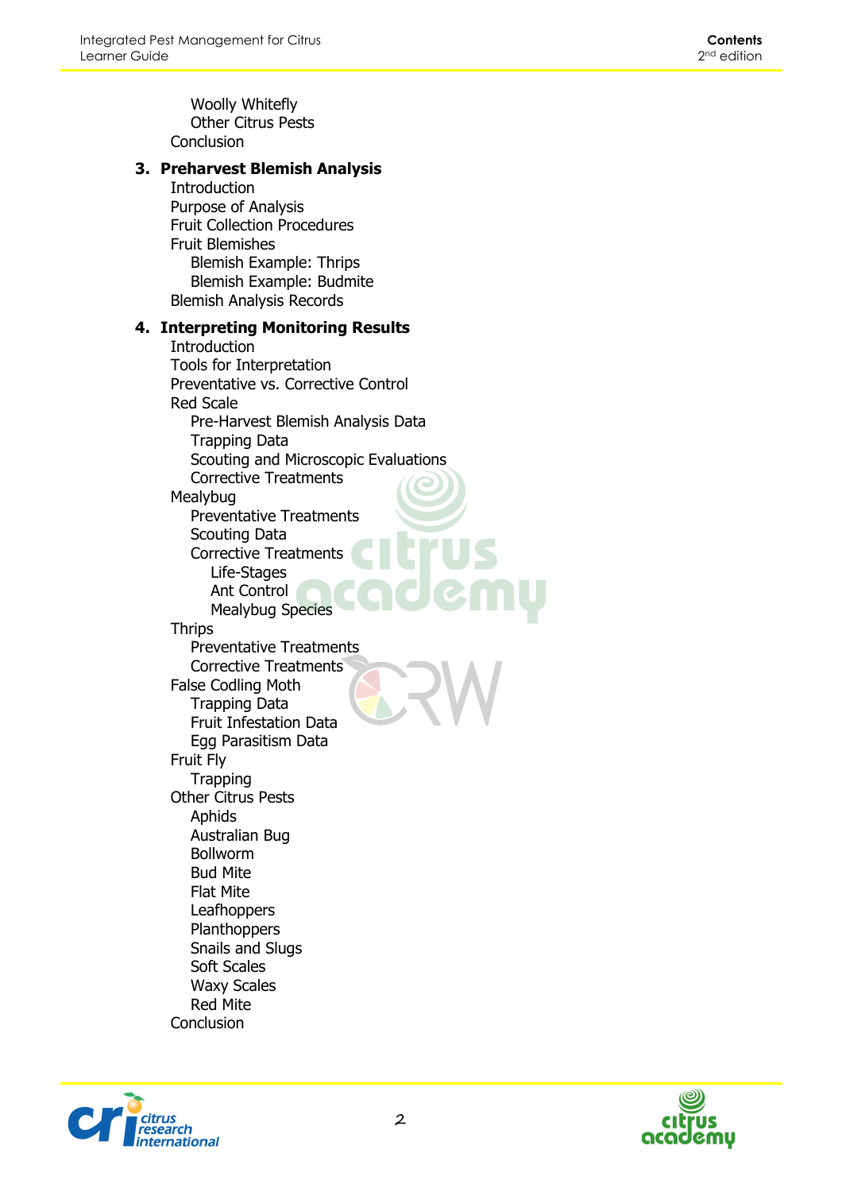- Woolly Whitefly
- Other Citrus Pests

Conclusion

**3. Preharvest Blemish Analysis**

- Introduction
- Purpose of Analysis
- Fruit Collection Procedures
- Fruit Blemishes
  - Blemish Example: Thrips
  - Blemish Example: Budmite
- Blemish Analysis Records

**4. Interpreting Monitoring Results**

- Introduction
- Tools for Interpretation
- Preventative vs. Corrective Control
- Red Scale
  - Pre-Harvest Blemish Analysis Data
  - Trapping Data
  - Scouting and Microscopic Evaluations
  - Corrective Treatments
- Mealybug
  - Preventative Treatments
  - Scouting Data
  - Corrective Treatments
    - Life-Stages
    - Ant Control
    - Mealybug Species
- Thrips
  - Preventative Treatments
  - Corrective Treatments
- False Codling Moth
  - Trapping Data
  - Fruit Infestation Data
  - Egg Parasitism Data
- Fruit Fly
  - Trapping
- Other Citrus Pests
  - Aphids
  - Australian Bug
  - Bollworm
  - Bud Mite
  - Flat Mite
  - Leafhoppers
  - Planthoppers
  - Snails and Slugs
  - Soft Scales
  - Waxy Scales
  - Red Mite
- Conclusion